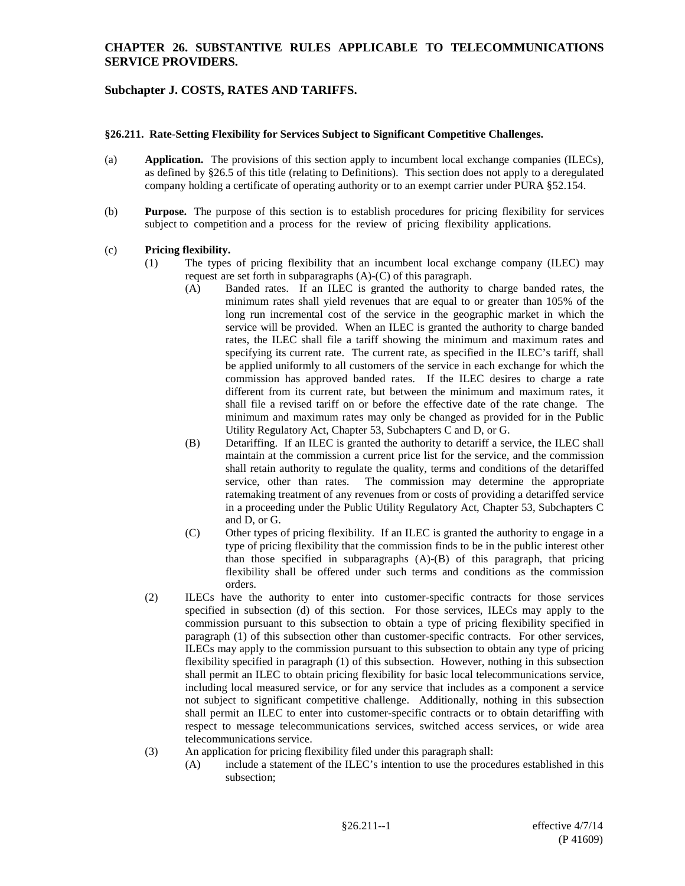# CHAPTER 26. SUBSTANTIVE RULES APPLICABLE TO TELECOMMUNICATIONS SERVICE PROVIDERS.

## Subchapter J. COSTS, RATES AND TARIFFS.

### §26.211. Rate-Setting Flexibility for Services Subject to Significant Competitive Challenges.

(a) **Application.** The provisions of this section apply to incumbent local exchange companies (ILECs), as defined by §26.5 of this title (relating to Definitions). This section does not apply to a deregulated company holding a certificate of operating authority or to an exempt carrier under PURA §52.154.

(b) **Purpose.** The purpose of this section is to establish procedures for pricing flexibility for services subject to competition and a process for the review of pricing flexibility applications.

(c) **Pricing flexibility.**

(1) The types of pricing flexibility that an incumbent local exchange company (ILEC) may request are set forth in subparagraphs (A)-(C) of this paragraph.

(A) Banded rates. If an ILEC is granted the authority to charge banded rates, the minimum rates shall yield revenues that are equal to or greater than 105% of the long run incremental cost of the service in the geographic market in which the service will be provided. When an ILEC is granted the authority to charge banded rates, the ILEC shall file a tariff showing the minimum and maximum rates and specifying its current rate. The current rate, as specified in the ILEC's tariff, shall be applied uniformly to all customers of the service in each exchange for which the commission has approved banded rates. If the ILEC desires to charge a rate different from its current rate, but between the minimum and maximum rates, it shall file a revised tariff on or before the effective date of the rate change. The minimum and maximum rates may only be changed as provided for in the Public Utility Regulatory Act, Chapter 53, Subchapters C and D, or G.

(B) Detariffing. If an ILEC is granted the authority to detariff a service, the ILEC shall maintain at the commission a current price list for the service, and the commission shall retain authority to regulate the quality, terms and conditions of the detariffed service, other than rates. The commission may determine the appropriate ratemaking treatment of any revenues from or costs of providing a detariffed service in a proceeding under the Public Utility Regulatory Act, Chapter 53, Subchapters C and D, or G.

(C) Other types of pricing flexibility. If an ILEC is granted the authority to engage in a type of pricing flexibility that the commission finds to be in the public interest other than those specified in subparagraphs (A)-(B) of this paragraph, that pricing flexibility shall be offered under such terms and conditions as the commission orders.

(2) ILECs have the authority to enter into customer-specific contracts for those services specified in subsection (d) of this section. For those services, ILECs may apply to the commission pursuant to this subsection to obtain a type of pricing flexibility specified in paragraph (1) of this subsection other than customer-specific contracts. For other services, ILECs may apply to the commission pursuant to this subsection to obtain any type of pricing flexibility specified in paragraph (1) of this subsection. However, nothing in this subsection shall permit an ILEC to obtain pricing flexibility for basic local telecommunications service, including local measured service, or for any service that includes as a component a service not subject to significant competitive challenge. Additionally, nothing in this subsection shall permit an ILEC to enter into customer-specific contracts or to obtain detariffing with respect to message telecommunications services, switched access services, or wide area telecommunications service.

(3) An application for pricing flexibility filed under this paragraph shall:

(A) include a statement of the ILEC's intention to use the procedures established in this subsection;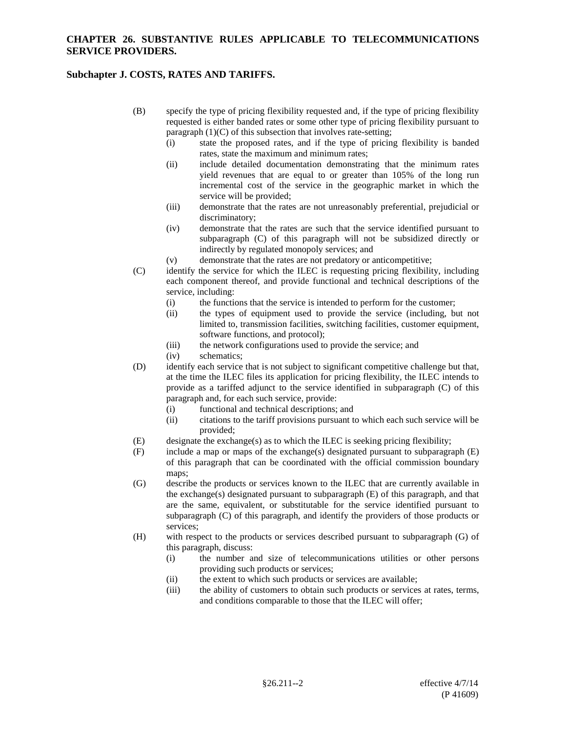(B) specify the type of pricing flexibility requested and, if the type of pricing flexibility requested is either banded rates or some other type of pricing flexibility pursuant to paragraph (1)(C) of this subsection that involves rate-setting;

  - (i) state the proposed rates, and if the type of pricing flexibility is banded rates, state the maximum and minimum rates;
  - (ii) include detailed documentation demonstrating that the minimum rates yield revenues that are equal to or greater than 105% of the long run incremental cost of the service in the geographic market in which the service will be provided;
  - (iii) demonstrate that the rates are not unreasonably preferential, prejudicial or discriminatory;
  - (iv) demonstrate that the rates are such that the service identified pursuant to subparagraph (C) of this paragraph will not be subsidized directly or indirectly by regulated monopoly services; and
  - (v) demonstrate that the rates are not predatory or anticompetitive;

(C) identify the service for which the ILEC is requesting pricing flexibility, including each component thereof, and provide functional and technical descriptions of the service, including:

  - (i) the functions that the service is intended to perform for the customer;
  - (ii) the types of equipment used to provide the service (including, but not limited to, transmission facilities, switching facilities, customer equipment, software functions, and protocol);
  - (iii) the network configurations used to provide the service; and
  - (iv) schematics;

(D) identify each service that is not subject to significant competitive challenge but that, at the time the ILEC files its application for pricing flexibility, the ILEC intends to provide as a tariffed adjunct to the service identified in subparagraph (C) of this paragraph and, for each such service, provide:

  - (i) functional and technical descriptions; and
  - (ii) citations to the tariff provisions pursuant to which each such service will be provided;

(E) designate the exchange(s) as to which the ILEC is seeking pricing flexibility;

(F) include a map or maps of the exchange(s) designated pursuant to subparagraph (E) of this paragraph that can be coordinated with the official commission boundary maps;

(G) describe the products or services known to the ILEC that are currently available in the exchange(s) designated pursuant to subparagraph (E) of this paragraph, and that are the same, equivalent, or substitutable for the service identified pursuant to subparagraph (C) of this paragraph, and identify the providers of those products or services;

(H) with respect to the products or services described pursuant to subparagraph (G) of this paragraph, discuss:

  - (i) the number and size of telecommunications utilities or other persons providing such products or services;
  - (ii) the extent to which such products or services are available;
  - (iii) the ability of customers to obtain such products or services at rates, terms, and conditions comparable to those that the ILEC will offer;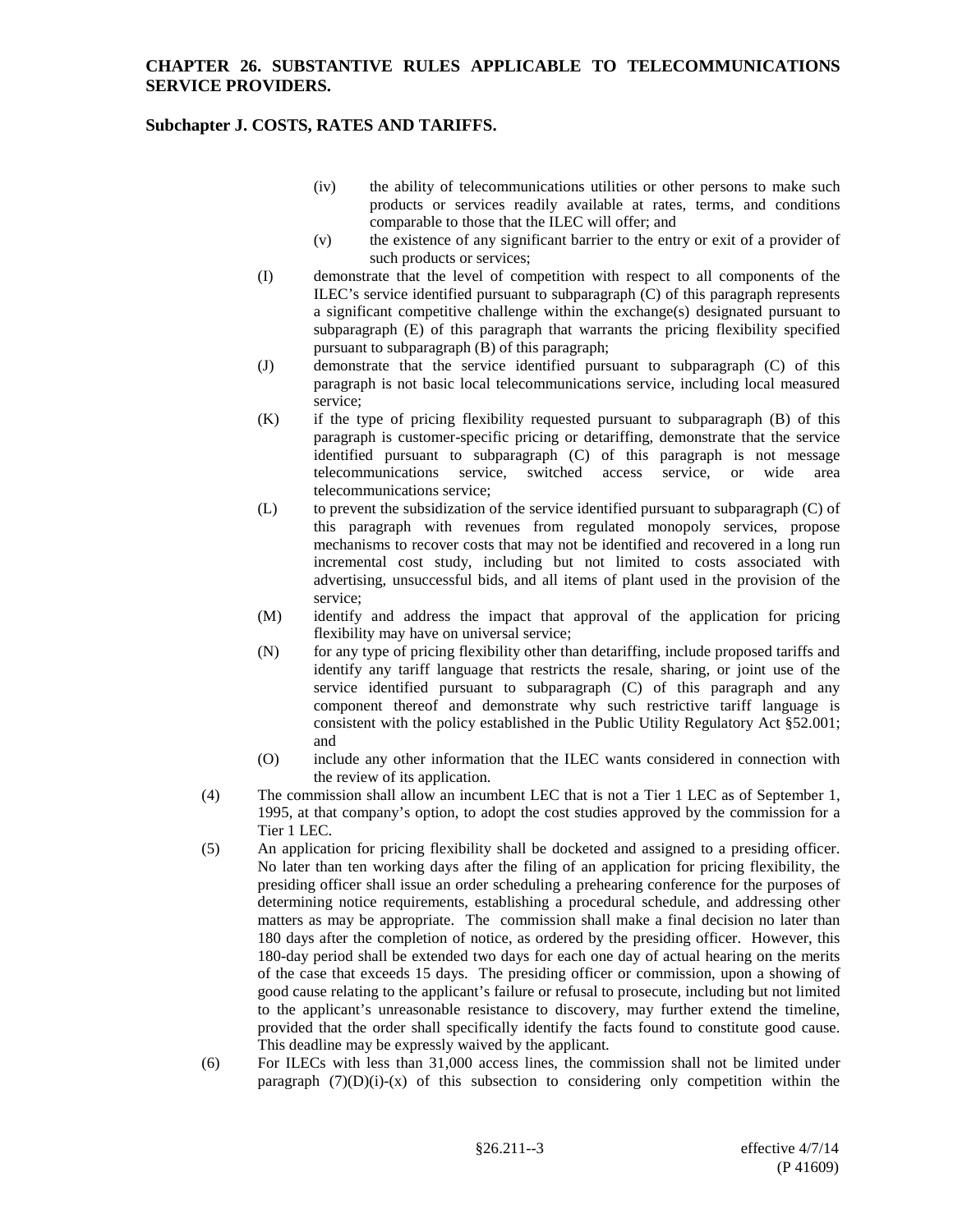(iv) the ability of telecommunications utilities or other persons to make such products or services readily available at rates, terms, and conditions comparable to those that the ILEC will offer; and

(v) the existence of any significant barrier to the entry or exit of a provider of such products or services;

(I) demonstrate that the level of competition with respect to all components of the ILEC's service identified pursuant to subparagraph (C) of this paragraph represents a significant competitive challenge within the exchange(s) designated pursuant to subparagraph (E) of this paragraph that warrants the pricing flexibility specified pursuant to subparagraph (B) of this paragraph;

(J) demonstrate that the service identified pursuant to subparagraph (C) of this paragraph is not basic local telecommunications service, including local measured service;

(K) if the type of pricing flexibility requested pursuant to subparagraph (B) of this paragraph is customer-specific pricing or detariffing, demonstrate that the service identified pursuant to subparagraph (C) of this paragraph is not message telecommunications service, switched access service, or wide area telecommunications service;

(L) to prevent the subsidization of the service identified pursuant to subparagraph (C) of this paragraph with revenues from regulated monopoly services, propose mechanisms to recover costs that may not be identified and recovered in a long run incremental cost study, including but not limited to costs associated with advertising, unsuccessful bids, and all items of plant used in the provision of the service;

(M) identify and address the impact that approval of the application for pricing flexibility may have on universal service;

(N) for any type of pricing flexibility other than detariffing, include proposed tariffs and identify any tariff language that restricts the resale, sharing, or joint use of the service identified pursuant to subparagraph (C) of this paragraph and any component thereof and demonstrate why such restrictive tariff language is consistent with the policy established in the Public Utility Regulatory Act §52.001; and

(O) include any other information that the ILEC wants considered in connection with the review of its application.

(4) The commission shall allow an incumbent LEC that is not a Tier 1 LEC as of September 1, 1995, at that company's option, to adopt the cost studies approved by the commission for a Tier 1 LEC.

(5) An application for pricing flexibility shall be docketed and assigned to a presiding officer. No later than ten working days after the filing of an application for pricing flexibility, the presiding officer shall issue an order scheduling a prehearing conference for the purposes of determining notice requirements, establishing a procedural schedule, and addressing other matters as may be appropriate. The commission shall make a final decision no later than 180 days after the completion of notice, as ordered by the presiding officer. However, this 180-day period shall be extended two days for each one day of actual hearing on the merits of the case that exceeds 15 days. The presiding officer or commission, upon a showing of good cause relating to the applicant's failure or refusal to prosecute, including but not limited to the applicant's unreasonable resistance to discovery, may further extend the timeline, provided that the order shall specifically identify the facts found to constitute good cause. This deadline may be expressly waived by the applicant.

(6) For ILECs with less than 31,000 access lines, the commission shall not be limited under paragraph (7)(D)(i)-(x) of this subsection to considering only competition within the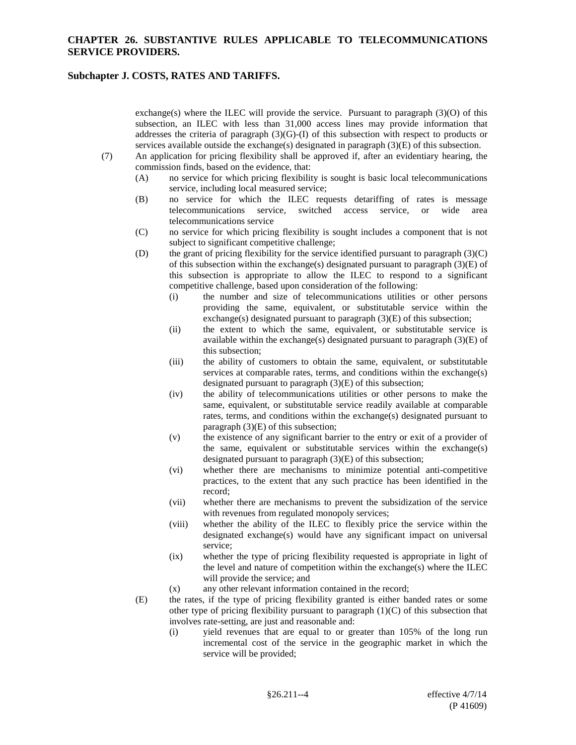exchange(s) where the ILEC will provide the service. Pursuant to paragraph (3)(O) of this subsection, an ILEC with less than 31,000 access lines may provide information that addresses the criteria of paragraph (3)(G)-(I) of this subsection with respect to products or services available outside the exchange(s) designated in paragraph (3)(E) of this subsection.

(7) An application for pricing flexibility shall be approved if, after an evidentiary hearing, the commission finds, based on the evidence, that:

  (A) no service for which pricing flexibility is sought is basic local telecommunications service, including local measured service;

  (B) no service for which the ILEC requests detariffing of rates is message telecommunications service, switched access service, or wide area telecommunications service

  (C) no service for which pricing flexibility is sought includes a component that is not subject to significant competitive challenge;

  (D) the grant of pricing flexibility for the service identified pursuant to paragraph (3)(C) of this subsection within the exchange(s) designated pursuant to paragraph (3)(E) of this subsection is appropriate to allow the ILEC to respond to a significant competitive challenge, based upon consideration of the following:

    (i) the number and size of telecommunications utilities or other persons providing the same, equivalent, or substitutable service within the exchange(s) designated pursuant to paragraph (3)(E) of this subsection;

    (ii) the extent to which the same, equivalent, or substitutable service is available within the exchange(s) designated pursuant to paragraph (3)(E) of this subsection;

    (iii) the ability of customers to obtain the same, equivalent, or substitutable services at comparable rates, terms, and conditions within the exchange(s) designated pursuant to paragraph (3)(E) of this subsection;

    (iv) the ability of telecommunications utilities or other persons to make the same, equivalent, or substitutable service readily available at comparable rates, terms, and conditions within the exchange(s) designated pursuant to paragraph (3)(E) of this subsection;

    (v) the existence of any significant barrier to the entry or exit of a provider of the same, equivalent or substitutable services within the exchange(s) designated pursuant to paragraph (3)(E) of this subsection;

    (vi) whether there are mechanisms to minimize potential anti-competitive practices, to the extent that any such practice has been identified in the record;

    (vii) whether there are mechanisms to prevent the subsidization of the service with revenues from regulated monopoly services;

    (viii) whether the ability of the ILEC to flexibly price the service within the designated exchange(s) would have any significant impact on universal service;

    (ix) whether the type of pricing flexibility requested is appropriate in light of the level and nature of competition within the exchange(s) where the ILEC will provide the service; and

    (x) any other relevant information contained in the record;

  (E) the rates, if the type of pricing flexibility granted is either banded rates or some other type of pricing flexibility pursuant to paragraph (1)(C) of this subsection that involves rate-setting, are just and reasonable and:

    (i) yield revenues that are equal to or greater than 105% of the long run incremental cost of the service in the geographic market in which the service will be provided;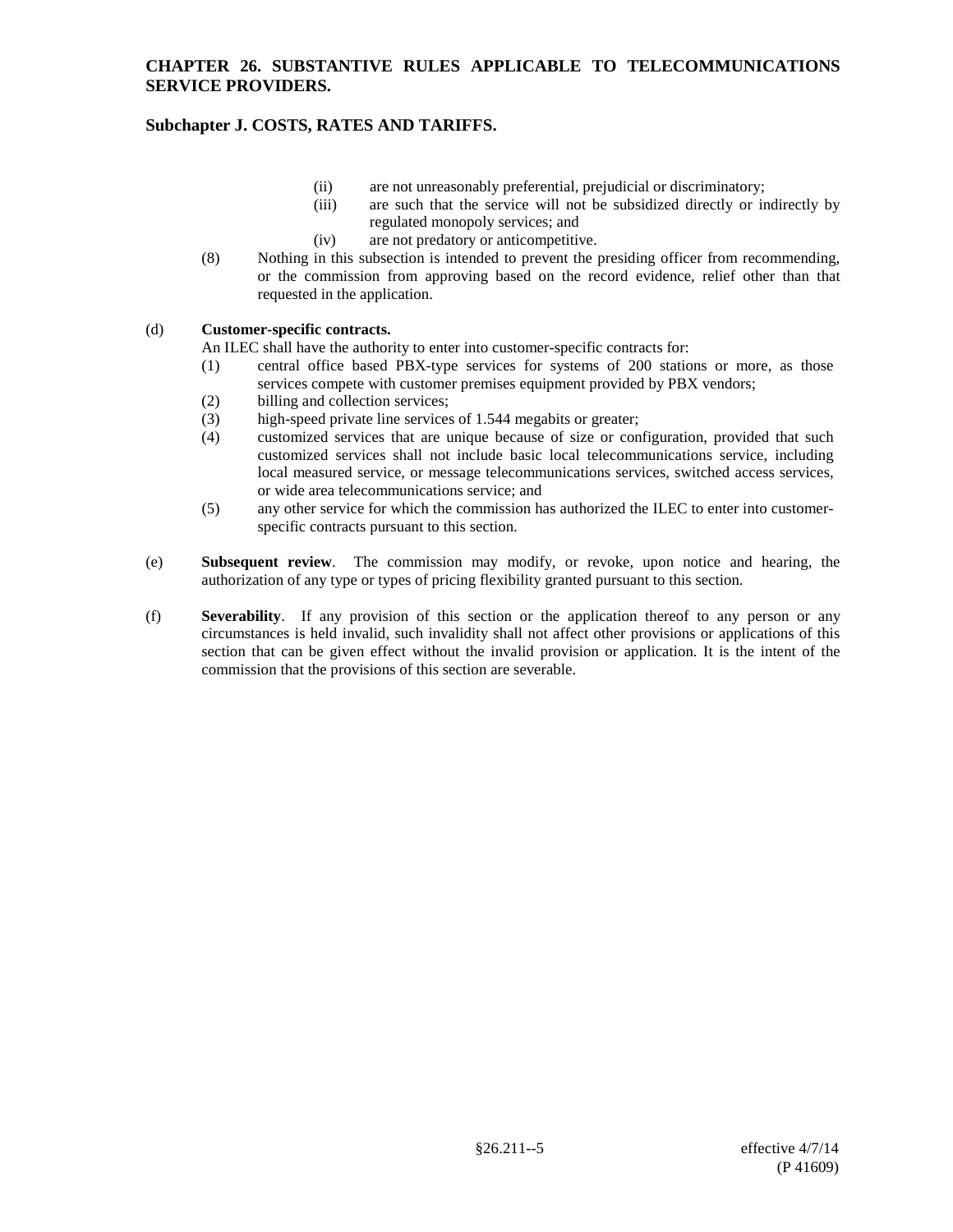(ii) are not unreasonably preferential, prejudicial or discriminatory;

(iii) are such that the service will not be subsidized directly or indirectly by regulated monopoly services; and

(iv) are not predatory or anticompetitive.

(8) Nothing in this subsection is intended to prevent the presiding officer from recommending, or the commission from approving based on the record evidence, relief other than that requested in the application.

(d) **Customer-specific contracts.**

An ILEC shall have the authority to enter into customer-specific contracts for:

(1) central office based PBX-type services for systems of 200 stations or more, as those services compete with customer premises equipment provided by PBX vendors;

(2) billing and collection services;

(3) high-speed private line services of 1.544 megabits or greater;

(4) customized services that are unique because of size or configuration, provided that such customized services shall not include basic local telecommunications service, including local measured service, or message telecommunications services, switched access services, or wide area telecommunications service; and

(5) any other service for which the commission has authorized the ILEC to enter into customer-specific contracts pursuant to this section.

(e) **Subsequent review**. The commission may modify, or revoke, upon notice and hearing, the authorization of any type or types of pricing flexibility granted pursuant to this section.

(f) **Severability**. If any provision of this section or the application thereof to any person or any circumstances is held invalid, such invalidity shall not affect other provisions or applications of this section that can be given effect without the invalid provision or application. It is the intent of the commission that the provisions of this section are severable.